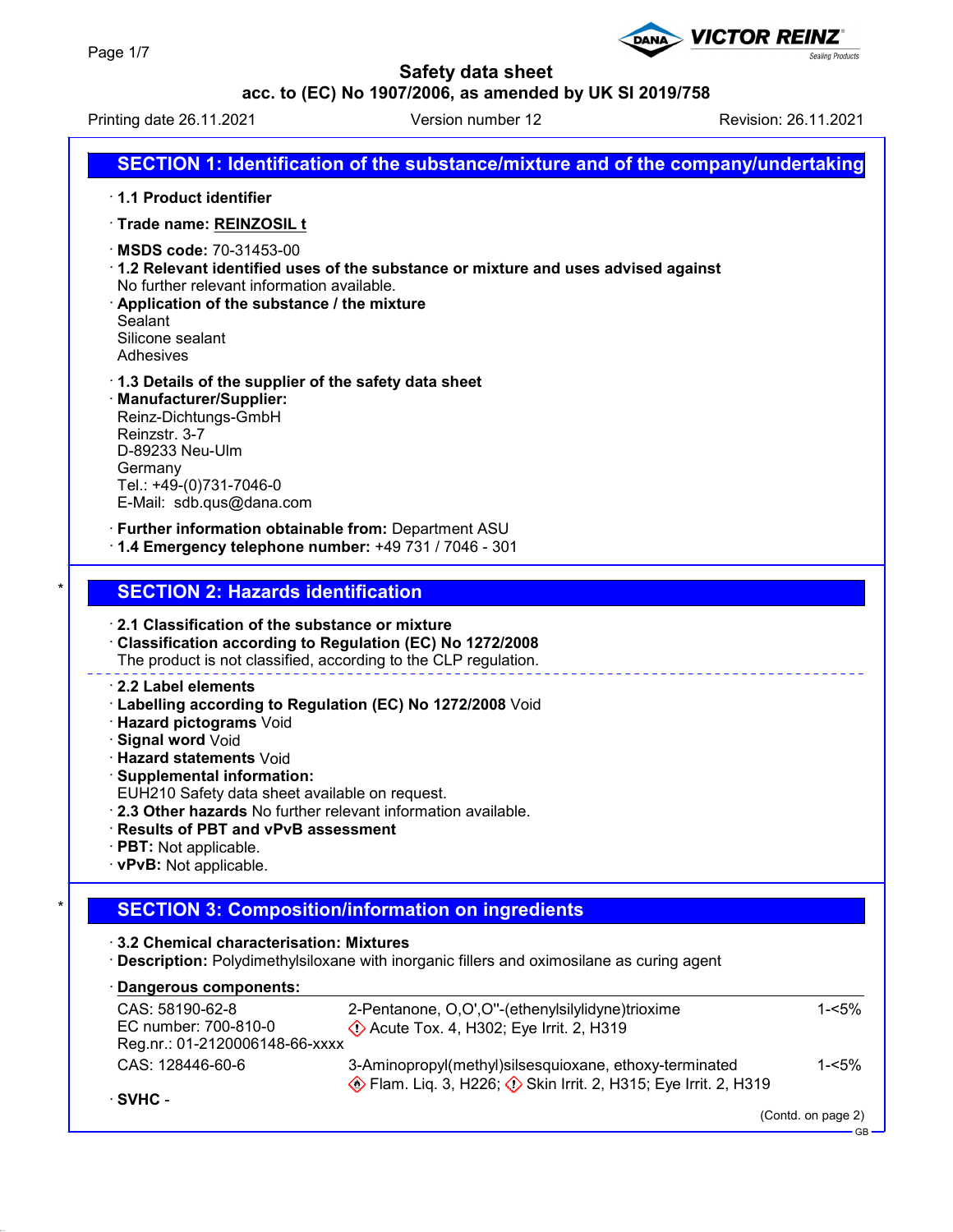# Safety data sheet

**acc. to (EC) No 1907/2006, as amended by UK SI 2019/758**

Printing date 26.11.2021 | Version number 12 | Revision: 26.11.2021

## SECTION 1: Identification of the substance/mixture and of the company/undertaking

· **1.1 Product identifier**

· **Trade name: REINZOSIL t**

· **MSDS code:** 70-31453-00

· **1.2 Relevant identified uses of the substance or mixture and uses advised against**
No further relevant information available.

· **Application of the substance / the mixture**
Sealant
Silicone sealant
Adhesives

· **1.3 Details of the supplier of the safety data sheet**

· **Manufacturer/Supplier:**
Reinz-Dichtungs-GmbH
Reinzstr. 3-7
D-89233 Neu-Ulm
Germany
Tel.: +49-(0)731-7046-0
E-Mail: sdb.qus@dana.com

· **Further information obtainable from:** Department ASU

· **1.4 Emergency telephone number:** +49 731 / 7046 - 301

## SECTION 2: Hazards identification

· **2.1 Classification of the substance or mixture**

· **Classification according to Regulation (EC) No 1272/2008**
The product is not classified, according to the CLP regulation.

· **2.2 Label elements**

· **Labelling according to Regulation (EC) No 1272/2008** Void

· **Hazard pictograms** Void

· **Signal word** Void

· **Hazard statements** Void

· **Supplemental information:**
EUH210 Safety data sheet available on request.

· **2.3 Other hazards** No further relevant information available.

· **Results of PBT and vPvB assessment**

· **PBT:** Not applicable.

· **vPvB:** Not applicable.

## SECTION 3: Composition/information on ingredients

· **3.2 Chemical characterisation: Mixtures**

· **Description:** Polydimethylsiloxane with inorganic fillers and oximosilane as curing agent

· **Dangerous components:**

| | | |
|---|---|---|
| CAS: 58190-62-8<br>EC number: 700-810-0<br>Reg.nr.: 01-2120006148-66-xxxx | 2-Pentanone, O,O',O''-(ethenylsilylidyne)trioxime<br>Acute Tox. 4, H302; Eye Irrit. 2, H319 | 1-<5% |
| CAS: 128446-60-6 | 3-Aminopropyl(methyl)silsesquioxane, ethoxy-terminated<br>Flam. Liq. 3, H226; Skin Irrit. 2, H315; Eye Irrit. 2, H319 | 1-<5% |

· **SVHC** -

(Contd. on page 2)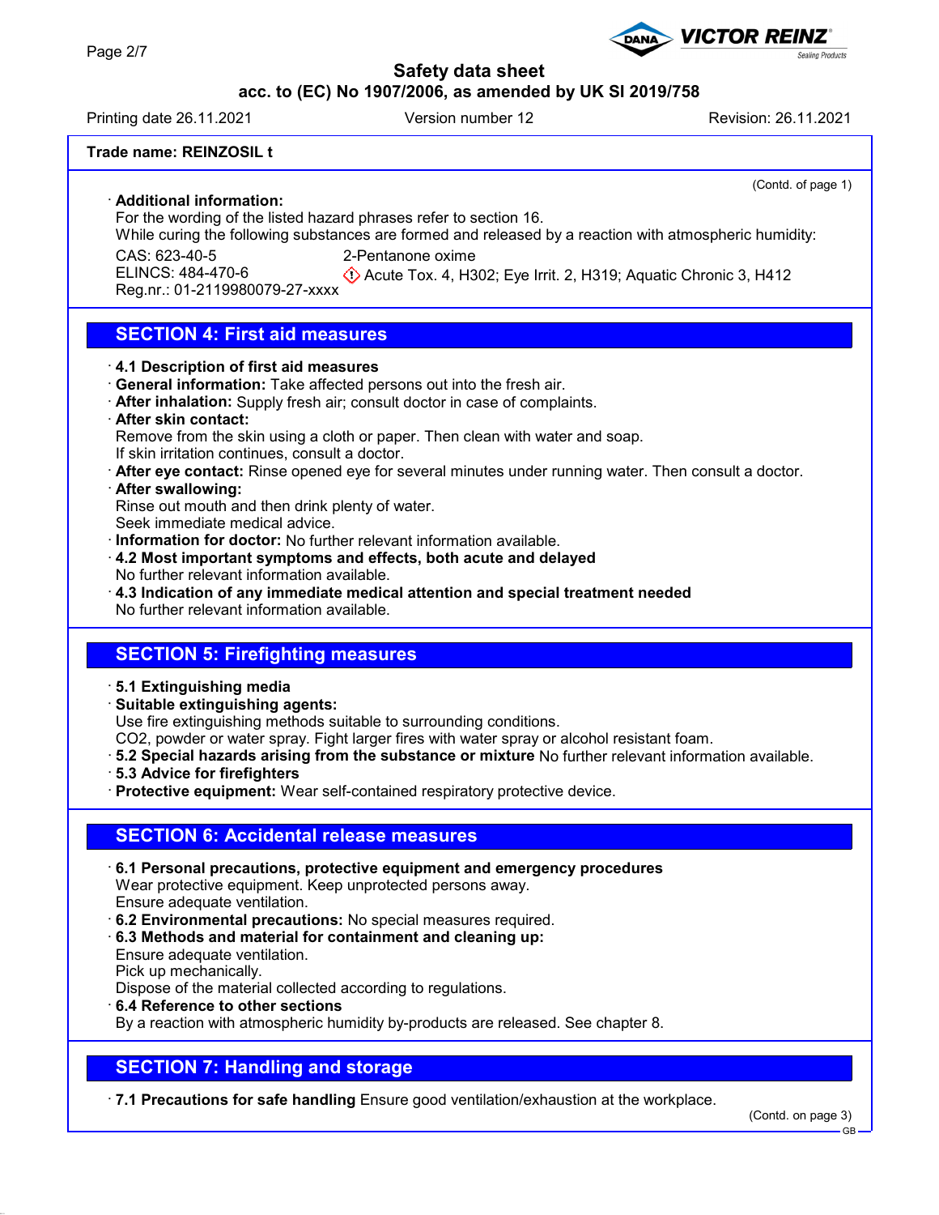**Trade name: REINZOSIL t**

(Contd. of page 1)

· **Additional information:**
For the wording of the listed hazard phrases refer to section 16.
While curing the following substances are formed and released by a reaction with atmospheric humidity:

| | |
|---|---|
| CAS: 623-40-5<br>ELINCS: 484-470-6<br>Reg.nr.: 01-2119980079-27-xxxx | 2-Pentanone oxime<br>Acute Tox. 4, H302; Eye Irrit. 2, H319; Aquatic Chronic 3, H412 |

## SECTION 4: First aid measures

· **4.1 Description of first aid measures**
· **General information:** Take affected persons out into the fresh air.
· **After inhalation:** Supply fresh air; consult doctor in case of complaints.
· **After skin contact:**
Remove from the skin using a cloth or paper. Then clean with water and soap.
If skin irritation continues, consult a doctor.
· **After eye contact:** Rinse opened eye for several minutes under running water. Then consult a doctor.
· **After swallowing:**
Rinse out mouth and then drink plenty of water.
Seek immediate medical advice.
· **Information for doctor:** No further relevant information available.
· **4.2 Most important symptoms and effects, both acute and delayed**
No further relevant information available.
· **4.3 Indication of any immediate medical attention and special treatment needed**
No further relevant information available.

## SECTION 5: Firefighting measures

· **5.1 Extinguishing media**
· **Suitable extinguishing agents:**
Use fire extinguishing methods suitable to surrounding conditions.
$CO_2$, powder or water spray. Fight larger fires with water spray or alcohol resistant foam.
· **5.2 Special hazards arising from the substance or mixture** No further relevant information available.
· **5.3 Advice for firefighters**
· **Protective equipment:** Wear self-contained respiratory protective device.

## SECTION 6: Accidental release measures

· **6.1 Personal precautions, protective equipment and emergency procedures**
Wear protective equipment. Keep unprotected persons away.
Ensure adequate ventilation.
· **6.2 Environmental precautions:** No special measures required.
· **6.3 Methods and material for containment and cleaning up:**
Ensure adequate ventilation.
Pick up mechanically.
Dispose of the material collected according to regulations.
· **6.4 Reference to other sections**
By a reaction with atmospheric humidity by-products are released. See chapter 8.

## SECTION 7: Handling and storage

· **7.1 Precautions for safe handling** Ensure good ventilation/exhaustion at the workplace.

(Contd. on page 3)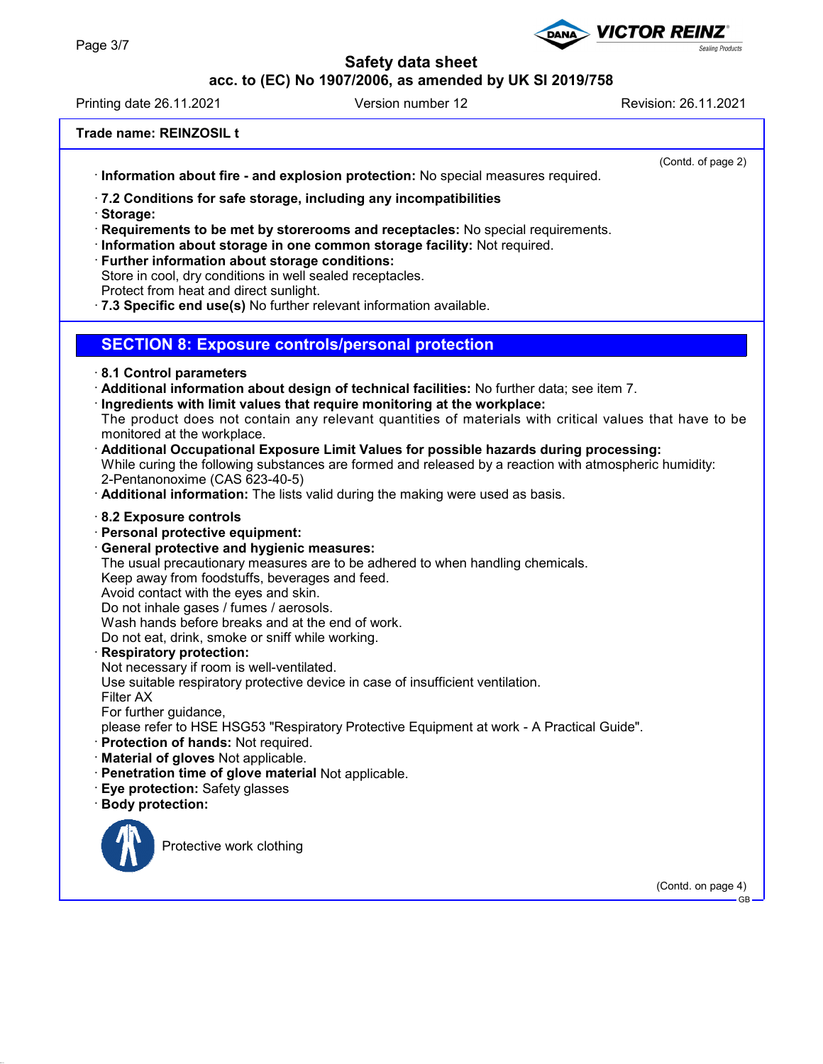**Trade name: REINZOSIL t**

(Contd. of page 2)

· **Information about fire - and explosion protection:** No special measures required.

· **7.2 Conditions for safe storage, including any incompatibilities**
· **Storage:**
· **Requirements to be met by storerooms and receptacles:** No special requirements.
· **Information about storage in one common storage facility:** Not required.
· **Further information about storage conditions:**
Store in cool, dry conditions in well sealed receptacles.
Protect from heat and direct sunlight.
· **7.3 Specific end use(s)** No further relevant information available.

## SECTION 8: Exposure controls/personal protection

· **8.1 Control parameters**
· **Additional information about design of technical facilities:** No further data; see item 7.
· **Ingredients with limit values that require monitoring at the workplace:**
The product does not contain any relevant quantities of materials with critical values that have to be monitored at the workplace.
· **Additional Occupational Exposure Limit Values for possible hazards during processing:**
While curing the following substances are formed and released by a reaction with atmospheric humidity:
2-Pentanonoxime (CAS 623-40-5)
· **Additional information:** The lists valid during the making were used as basis.

· **8.2 Exposure controls**
· **Personal protective equipment:**
· **General protective and hygienic measures:**
The usual precautionary measures are to be adhered to when handling chemicals.
Keep away from foodstuffs, beverages and feed.
Avoid contact with the eyes and skin.
Do not inhale gases / fumes / aerosols.
Wash hands before breaks and at the end of work.
Do not eat, drink, smoke or sniff while working.
· **Respiratory protection:**
Not necessary if room is well-ventilated.
Use suitable respiratory protective device in case of insufficient ventilation.
Filter AX
For further guidance,
please refer to HSE HSG53 "Respiratory Protective Equipment at work - A Practical Guide".
· **Protection of hands:** Not required.
· **Material of gloves** Not applicable.
· **Penetration time of glove material** Not applicable.
· **Eye protection:** Safety glasses
· **Body protection:**

Protective work clothing

(Contd. on page 4)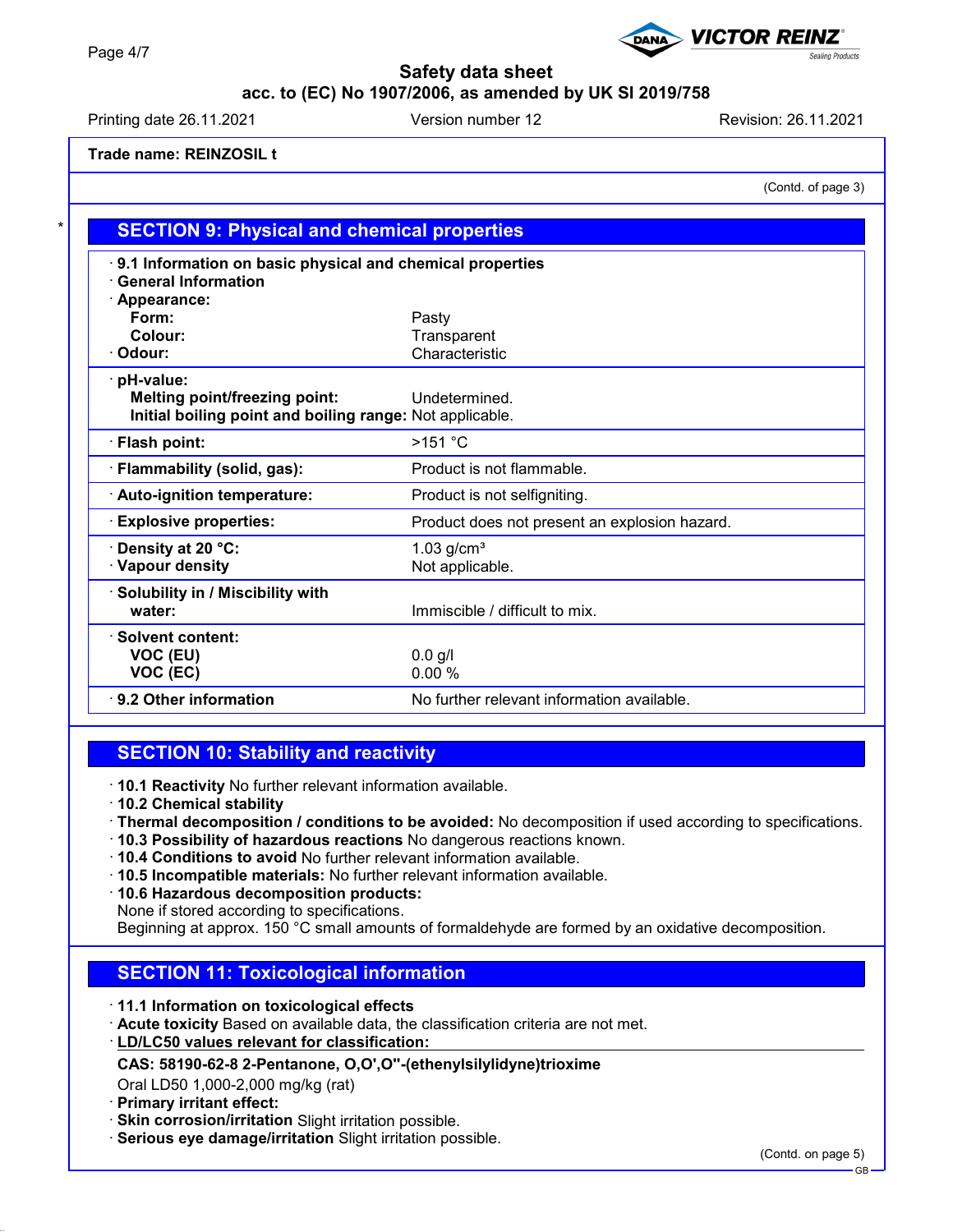Trade name: REINZOSIL t

(Contd. of page 3)

## SECTION 9: Physical and chemical properties

· **9.1 Information on basic physical and chemical properties**
· **General Information**
· **Appearance:**

| | |
|---|---|
| **Form:** | Pasty |
| **Colour:** | Transparent |
| · **Odour:** | Characteristic |
| · **pH-value:** | |
| **Melting point/freezing point:** | Undetermined. |
| **Initial boiling point and boiling range:** | Not applicable. |
| · **Flash point:** | >151 °C |
| · **Flammability (solid, gas):** | Product is not flammable. |
| · **Auto-ignition temperature:** | Product is not selfigniting. |
| · **Explosive properties:** | Product does not present an explosion hazard. |
| · **Density at 20 °C:** | 1.03 g/cm³ |
| · **Vapour density** | Not applicable. |
| · **Solubility in / Miscibility with water:** | Immiscible / difficult to mix. |
| · **Solvent content:** | |
| **VOC (EU)** | 0.0 g/l |
| **VOC (EC)** | 0.00 % |
| · **9.2 Other information** | No further relevant information available. |

## SECTION 10: Stability and reactivity

· **10.1 Reactivity** No further relevant information available.
· **10.2 Chemical stability**
· **Thermal decomposition / conditions to be avoided:** No decomposition if used according to specifications.
· **10.3 Possibility of hazardous reactions** No dangerous reactions known.
· **10.4 Conditions to avoid** No further relevant information available.
· **10.5 Incompatible materials:** No further relevant information available.
· **10.6 Hazardous decomposition products:**
None if stored according to specifications.
Beginning at approx. 150 °C small amounts of formaldehyde are formed by an oxidative decomposition.

## SECTION 11: Toxicological information

· **11.1 Information on toxicological effects**
· **Acute toxicity** Based on available data, the classification criteria are not met.
· **LD/LC50 values relevant for classification:**

**CAS: 58190-62-8 2-Pentanone, O,O',O''-(ethenylsilylidyne)trioxime**

Oral LD50 1,000-2,000 mg/kg (rat)

· **Primary irritant effect:**
· **Skin corrosion/irritation** Slight irritation possible.
· **Serious eye damage/irritation** Slight irritation possible.

(Contd. on page 5)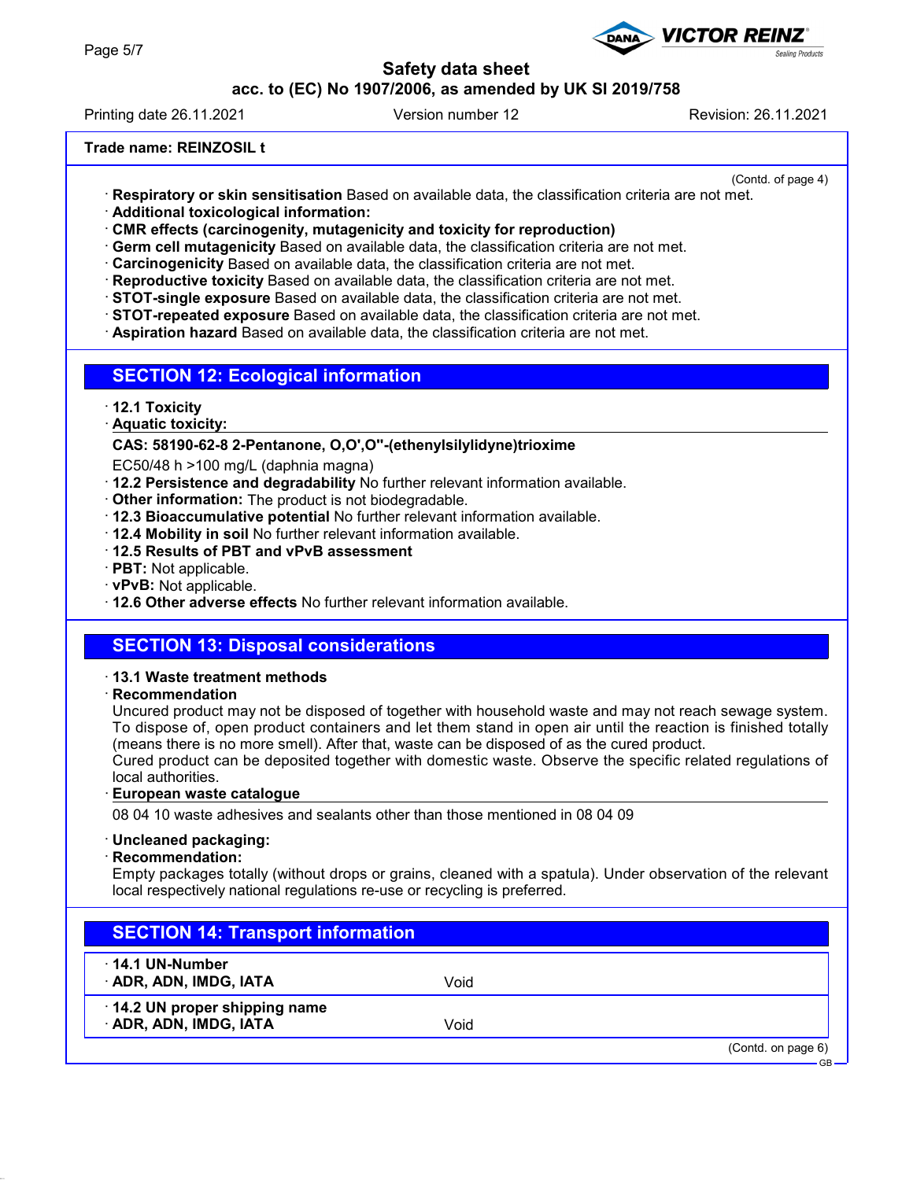**Trade name: REINZOSIL t**

(Contd. of page 4)

· **Respiratory or skin sensitisation** Based on available data, the classification criteria are not met.
· **Additional toxicological information:**
· **CMR effects (carcinogenity, mutagenicity and toxicity for reproduction)**
· **Germ cell mutagenicity** Based on available data, the classification criteria are not met.
· **Carcinogenicity** Based on available data, the classification criteria are not met.
· **Reproductive toxicity** Based on available data, the classification criteria are not met.
· **STOT-single exposure** Based on available data, the classification criteria are not met.
· **STOT-repeated exposure** Based on available data, the classification criteria are not met.
· **Aspiration hazard** Based on available data, the classification criteria are not met.

## SECTION 12: Ecological information

· **12.1 Toxicity**
· **Aquatic toxicity:**

**CAS: 58190-62-8 2-Pentanone, O,O',O''-(ethenylsilylidyne)trioxime**

EC50/48 h >100 mg/L (daphnia magna)

· **12.2 Persistence and degradability** No further relevant information available.
· **Other information:** The product is not biodegradable.
· **12.3 Bioaccumulative potential** No further relevant information available.
· **12.4 Mobility in soil** No further relevant information available.
· **12.5 Results of PBT and vPvB assessment**
· **PBT:** Not applicable.
· **vPvB:** Not applicable.
· **12.6 Other adverse effects** No further relevant information available.

## SECTION 13: Disposal considerations

· **13.1 Waste treatment methods**
· **Recommendation**

Uncured product may not be disposed of together with household waste and may not reach sewage system. To dispose of, open product containers and let them stand in open air until the reaction is finished totally (means there is no more smell). After that, waste can be disposed of as the cured product.
Cured product can be deposited together with domestic waste. Observe the specific related regulations of local authorities.

· **European waste catalogue**

08 04 10 waste adhesives and sealants other than those mentioned in 08 04 09

· **Uncleaned packaging:**
· **Recommendation:**

Empty packages totally (without drops or grains, cleaned with a spatula). Under observation of the relevant local respectively national regulations re-use or recycling is preferred.

## SECTION 14: Transport information

| · **14.1 UN-Number** | |
|---|---|
| · **ADR, ADN, IMDG, IATA** | Void |
| · **14.2 UN proper shipping name** | |
| · **ADR, ADN, IMDG, IATA** | Void |

(Contd. on page 6)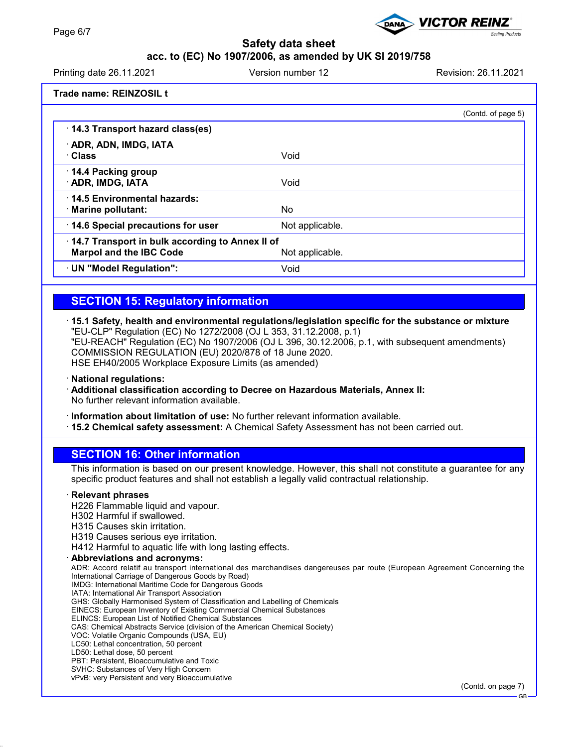Trade name: REINZOSIL t

(Contd. of page 5)

| | |
|---|---|
| · **14.3 Transport hazard class(es)** | |
| · **ADR, ADN, IMDG, IATA** | |
| · **Class** | Void |
| · **14.4 Packing group** | |
| · **ADR, IMDG, IATA** | Void |
| · **14.5 Environmental hazards:** | |
| · **Marine pollutant:** | No |
| · **14.6 Special precautions for user** | Not applicable. |
| · **14.7 Transport in bulk according to Annex II of Marpol and the IBC Code** | Not applicable. |
| · **UN "Model Regulation":** | Void |

## SECTION 15: Regulatory information

· **15.1 Safety, health and environmental regulations/legislation specific for the substance or mixture**
"EU-CLP" Regulation (EC) No 1272/2008 (OJ L 353, 31.12.2008, p.1)
"EU-REACH" Regulation (EC) No 1907/2006 (OJ L 396, 30.12.2006, p.1, with subsequent amendments)
COMMISSION REGULATION (EU) 2020/878 of 18 June 2020.
HSE EH40/2005 Workplace Exposure Limits (as amended)

· **National regulations:**
· **Additional classification according to Decree on Hazardous Materials, Annex II:**
No further relevant information available.

· **Information about limitation of use:** No further relevant information available.
· **15.2 Chemical safety assessment:** A Chemical Safety Assessment has not been carried out.

## SECTION 16: Other information

This information is based on our present knowledge. However, this shall not constitute a guarantee for any specific product features and shall not establish a legally valid contractual relationship.

· **Relevant phrases**
H226 Flammable liquid and vapour.
H302 Harmful if swallowed.
H315 Causes skin irritation.
H319 Causes serious eye irritation.
H412 Harmful to aquatic life with long lasting effects.

· **Abbreviations and acronyms:**
ADR: Accord relatif au transport international des marchandises dangereuses par route (European Agreement Concerning the International Carriage of Dangerous Goods by Road)
IMDG: International Maritime Code for Dangerous Goods
IATA: International Air Transport Association
GHS: Globally Harmonised System of Classification and Labelling of Chemicals
EINECS: European Inventory of Existing Commercial Chemical Substances
ELINCS: European List of Notified Chemical Substances
CAS: Chemical Abstracts Service (division of the American Chemical Society)
VOC: Volatile Organic Compounds (USA, EU)
LC50: Lethal concentration, 50 percent
LD50: Lethal dose, 50 percent
PBT: Persistent, Bioaccumulative and Toxic
SVHC: Substances of Very High Concern
vPvB: very Persistent and very Bioaccumulative

(Contd. on page 7)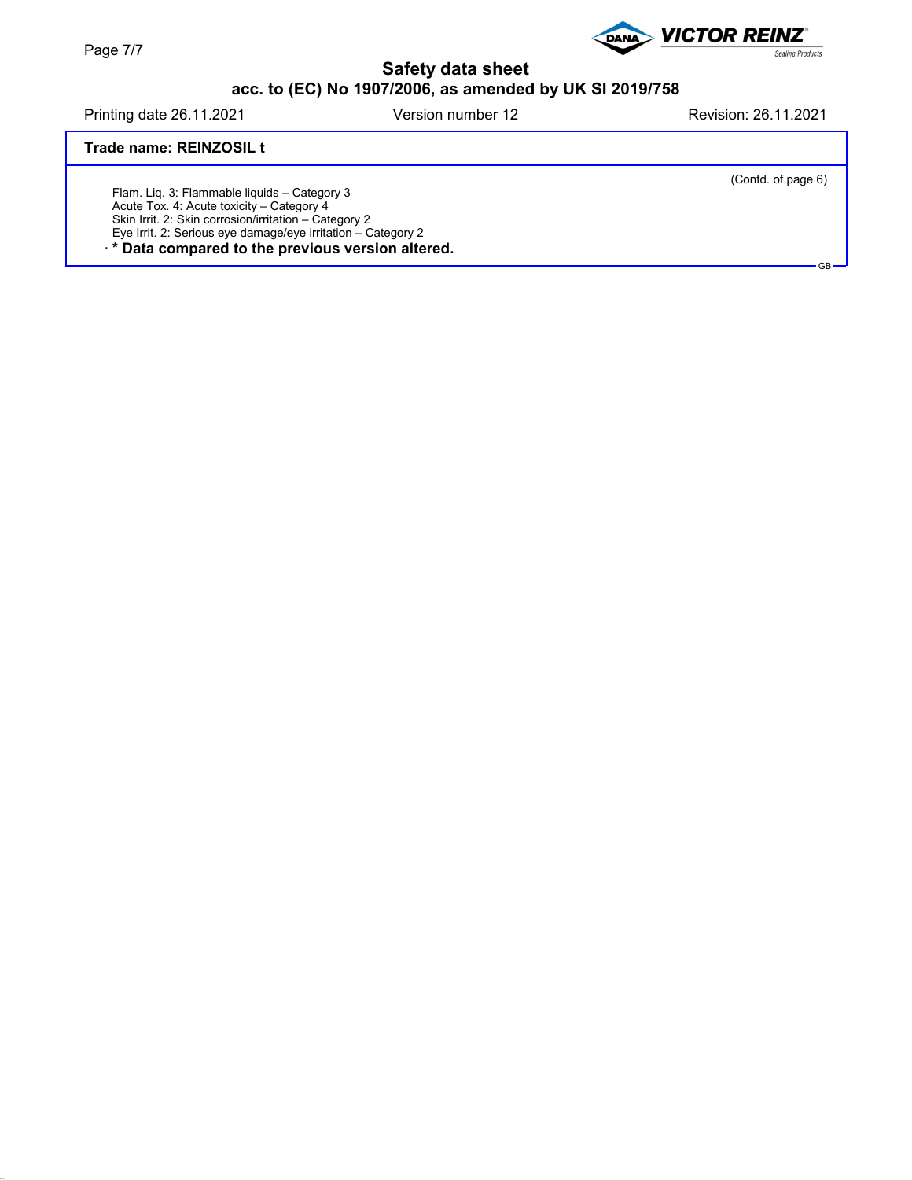**Trade name: REINZOSIL t**

(Contd. of page 6)

Flam. Liq. 3: Flammable liquids – Category 3
Acute Tox. 4: Acute toxicity – Category 4
Skin Irrit. 2: Skin corrosion/irritation – Category 2
Eye Irrit. 2: Serious eye damage/eye irritation – Category 2

· **\* Data compared to the previous version altered.**